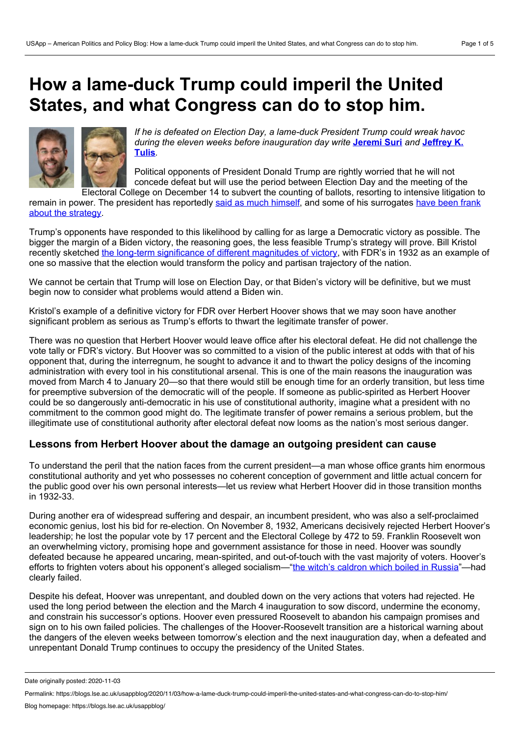# How a lame-duck Trump could imperil the United States, and what Congress can do to stop him.

*If he is defeated on Election Day, a lame-duck President Trump could wreak havoc during the eleven weeks before inauguration day write* **Jeremi Suri** *and* **Jeffrey K. Tulis**.

Political opponents of President Donald Trump are rightly worried that he will not concede defeat but will use the period between Election Day and the meeting of the Electoral College on December 14 to subvert the counting of ballots, resorting to intensive litigation to remain in power. The president has reportedly said as much himself, and some of his surrogates have been frank about the strategy.

Trump's opponents have responded to this likelihood by calling for as large a Democratic victory as possible. The bigger the margin of a Biden victory, the reasoning goes, the less feasible Trump's strategy will prove. Bill Kristol recently sketched the long-term significance of different magnitudes of victory, with FDR's in 1932 as an example of one so massive that the election would transform the policy and partisan trajectory of the nation.

We cannot be certain that Trump will lose on Election Day, or that Biden's victory will be definitive, but we must begin now to consider what problems would attend a Biden win.

Kristol's example of a definitive victory for FDR over Herbert Hoover shows that we may soon have another significant problem as serious as Trump's efforts to thwart the legitimate transfer of power.

There was no question that Herbert Hoover would leave office after his electoral defeat. He did not challenge the vote tally or FDR's victory. But Hoover was so committed to a vision of the public interest at odds with that of his opponent that, during the interregnum, he sought to advance it and to thwart the policy designs of the incoming administration with every tool in his constitutional arsenal. This is one of the main reasons the inauguration was moved from March 4 to January 20—so that there would still be enough time for an orderly transition, but less time for preemptive subversion of the democratic will of the people. If someone as public-spirited as Herbert Hoover could be so dangerously anti-democratic in his use of constitutional authority, imagine what a president with no commitment to the common good might do. The legitimate transfer of power remains a serious problem, but the illegitimate use of constitutional authority after electoral defeat now looms as the nation's most serious danger.

## Lessons from Herbert Hoover about the damage an outgoing president can cause

To understand the peril that the nation faces from the current president—a man whose office grants him enormous constitutional authority and yet who possesses no coherent conception of government and little actual concern for the public good over his own personal interests—let us review what Herbert Hoover did in those transition months in 1932-33.

During another era of widespread suffering and despair, an incumbent president, who was also a self-proclaimed economic genius, lost his bid for re-election. On November 8, 1932, Americans decisively rejected Herbert Hoover's leadership; he lost the popular vote by 17 percent and the Electoral College by 472 to 59. Franklin Roosevelt won an overwhelming victory, promising hope and government assistance for those in need. Hoover was soundly defeated because he appeared uncaring, mean-spirited, and out-of-touch with the vast majority of voters. Hoover's efforts to frighten voters about his opponent's alleged socialism—"the witch's caldron which boiled in Russia"—had clearly failed.

Despite his defeat, Hoover was unrepentant, and doubled down on the very actions that voters had rejected. He used the long period between the election and the March 4 inauguration to sow discord, undermine the economy, and constrain his successor's options. Hoover even pressured Roosevelt to abandon his campaign promises and sign on to his own failed policies. The challenges of the Hoover-Roosevelt transition are a historical warning about the dangers of the eleven weeks between tomorrow's election and the next inauguration day, when a defeated and unrepentant Donald Trump continues to occupy the presidency of the United States.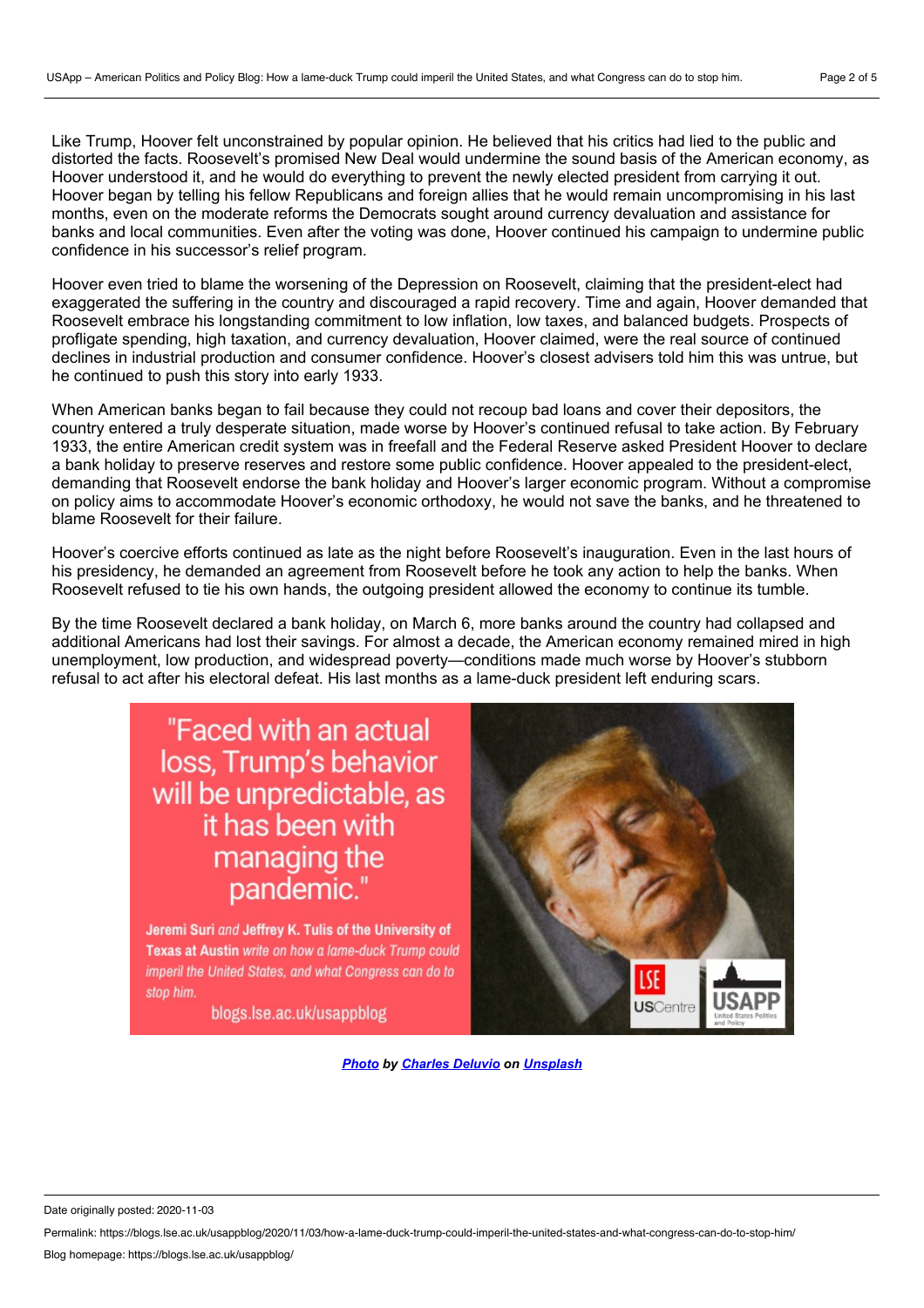Like Trump, Hoover felt unconstrained by popular opinion. He believed that his critics had lied to the public and distorted the facts. Roosevelt's promised New Deal would undermine the sound basis of the American economy, as Hoover understood it, and he would do everything to prevent the newly elected president from carrying it out. Hoover began by telling his fellow Republicans and foreign allies that he would remain uncompromising in his last months, even on the moderate reforms the Democrats sought around currency devaluation and assistance for banks and local communities. Even after the voting was done, Hoover continued his campaign to undermine public confidence in his successor's relief program.

Hoover even tried to blame the worsening of the Depression on Roosevelt, claiming that the president-elect had exaggerated the suffering in the country and discouraged a rapid recovery. Time and again, Hoover demanded that Roosevelt embrace his longstanding commitment to low inflation, low taxes, and balanced budgets. Prospects of profligate spending, high taxation, and currency devaluation, Hoover claimed, were the real source of continued declines in industrial production and consumer confidence. Hoover's closest advisers told him this was untrue, but he continued to push this story into early 1933.

When American banks began to fail because they could not recoup bad loans and cover their depositors, the country entered a truly desperate situation, made worse by Hoover's continued refusal to take action. By February 1933, the entire American credit system was in freefall and the Federal Reserve asked President Hoover to declare a bank holiday to preserve reserves and restore some public confidence. Hoover appealed to the president-elect, demanding that Roosevelt endorse the bank holiday and Hoover's larger economic program. Without a compromise on policy aims to accommodate Hoover's economic orthodoxy, he would not save the banks, and he threatened to blame Roosevelt for their failure.

Hoover's coercive efforts continued as late as the night before Roosevelt's inauguration. Even in the last hours of his presidency, he demanded an agreement from Roosevelt before he took any action to help the banks. When Roosevelt refused to tie his own hands, the outgoing president allowed the economy to continue its tumble.

By the time Roosevelt declared a bank holiday, on March 6, more banks around the country had collapsed and additional Americans had lost their savings. For almost a decade, the American economy remained mired in high unemployment, low production, and widespread poverty—conditions made much worse by Hoover's stubborn refusal to act after his electoral defeat. His last months as a lame-duck president left enduring scars.

"Faced with an actual loss, Trump's behavior will be unpredictable, as it has been with managing the pandemic."

**Jeremi Suri** *and* **Jeffrey K. Tulis of the University of Texas at Austin** *write on how a lame-duck Trump could imperil the United States, and what Congress can do to stop him.*

blogs.lse.ac.uk/usappblog

***Photo* by *Charles Deluvio* on *Unsplash***

Date originally posted: 2020-11-03

Permalink: https://blogs.lse.ac.uk/usappblog/2020/11/03/how-a-lame-duck-trump-could-imperil-the-united-states-and-what-congress-can-do-to-stop-him/

Blog homepage: https://blogs.lse.ac.uk/usappblog/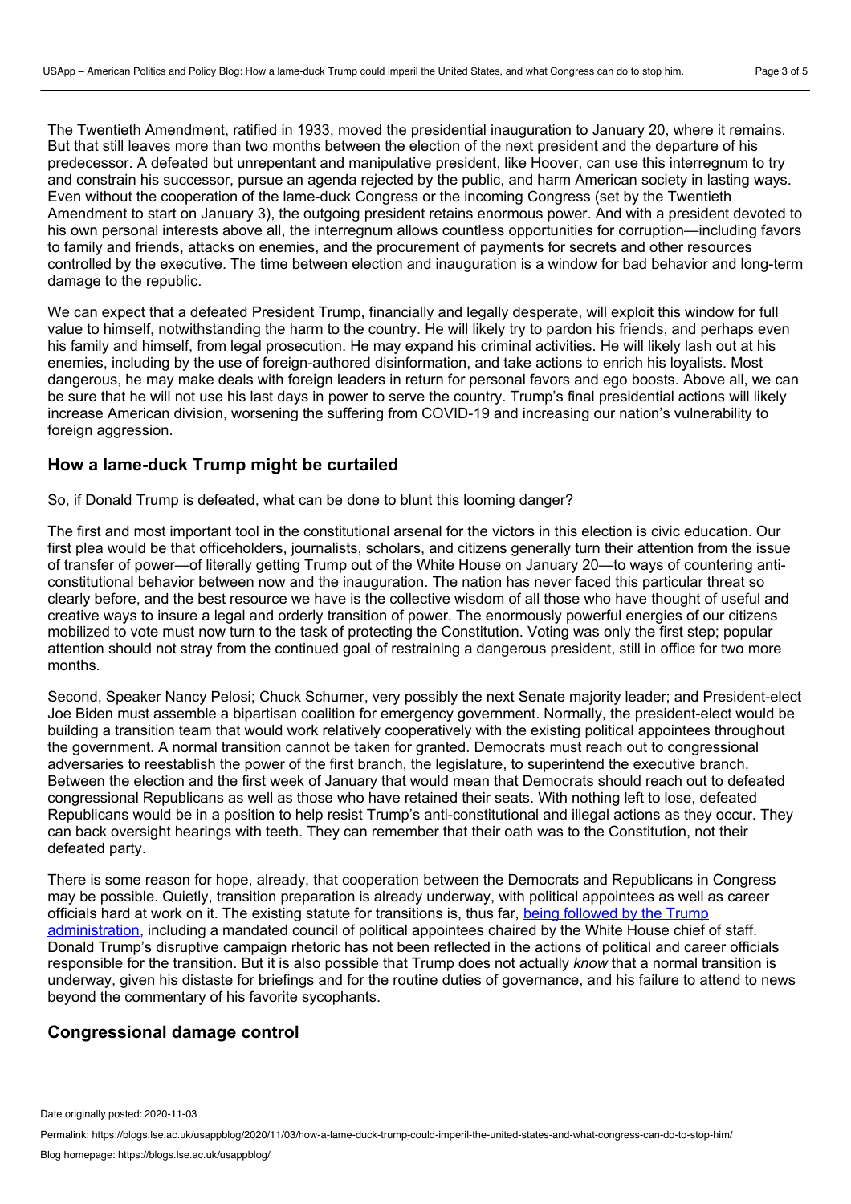The Twentieth Amendment, ratified in 1933, moved the presidential inauguration to January 20, where it remains. But that still leaves more than two months between the election of the next president and the departure of his predecessor. A defeated but unrepentant and manipulative president, like Hoover, can use this interregnum to try and constrain his successor, pursue an agenda rejected by the public, and harm American society in lasting ways. Even without the cooperation of the lame-duck Congress or the incoming Congress (set by the Twentieth Amendment to start on January 3), the outgoing president retains enormous power. And with a president devoted to his own personal interests above all, the interregnum allows countless opportunities for corruption—including favors to family and friends, attacks on enemies, and the procurement of payments for secrets and other resources controlled by the executive. The time between election and inauguration is a window for bad behavior and long-term damage to the republic.

We can expect that a defeated President Trump, financially and legally desperate, will exploit this window for full value to himself, notwithstanding the harm to the country. He will likely try to pardon his friends, and perhaps even his family and himself, from legal prosecution. He may expand his criminal activities. He will likely lash out at his enemies, including by the use of foreign-authored disinformation, and take actions to enrich his loyalists. Most dangerous, he may make deals with foreign leaders in return for personal favors and ego boosts. Above all, we can be sure that he will not use his last days in power to serve the country. Trump's final presidential actions will likely increase American division, worsening the suffering from COVID-19 and increasing our nation's vulnerability to foreign aggression.

## How a lame-duck Trump might be curtailed

So, if Donald Trump is defeated, what can be done to blunt this looming danger?

The first and most important tool in the constitutional arsenal for the victors in this election is civic education. Our first plea would be that officeholders, journalists, scholars, and citizens generally turn their attention from the issue of transfer of power—of literally getting Trump out of the White House on January 20—to ways of countering anti-constitutional behavior between now and the inauguration. The nation has never faced this particular threat so clearly before, and the best resource we have is the collective wisdom of all those who have thought of useful and creative ways to insure a legal and orderly transition of power. The enormously powerful energies of our citizens mobilized to vote must now turn to the task of protecting the Constitution. Voting was only the first step; popular attention should not stray from the continued goal of restraining a dangerous president, still in office for two more months.

Second, Speaker Nancy Pelosi; Chuck Schumer, very possibly the next Senate majority leader; and President-elect Joe Biden must assemble a bipartisan coalition for emergency government. Normally, the president-elect would be building a transition team that would work relatively cooperatively with the existing political appointees throughout the government. A normal transition cannot be taken for granted. Democrats must reach out to congressional adversaries to reestablish the power of the first branch, the legislature, to superintend the executive branch. Between the election and the first week of January that would mean that Democrats should reach out to defeated congressional Republicans as well as those who have retained their seats. With nothing left to lose, defeated Republicans would be in a position to help resist Trump's anti-constitutional and illegal actions as they occur. They can back oversight hearings with teeth. They can remember that their oath was to the Constitution, not their defeated party.

There is some reason for hope, already, that cooperation between the Democrats and Republicans in Congress may be possible. Quietly, transition preparation is already underway, with political appointees as well as career officials hard at work on it. The existing statute for transitions is, thus far, being followed by the Trump administration, including a mandated council of political appointees chaired by the White House chief of staff. Donald Trump's disruptive campaign rhetoric has not been reflected in the actions of political and career officials responsible for the transition. But it is also possible that Trump does not actually *know* that a normal transition is underway, given his distaste for briefings and for the routine duties of governance, and his failure to attend to news beyond the commentary of his favorite sycophants.

## Congressional damage control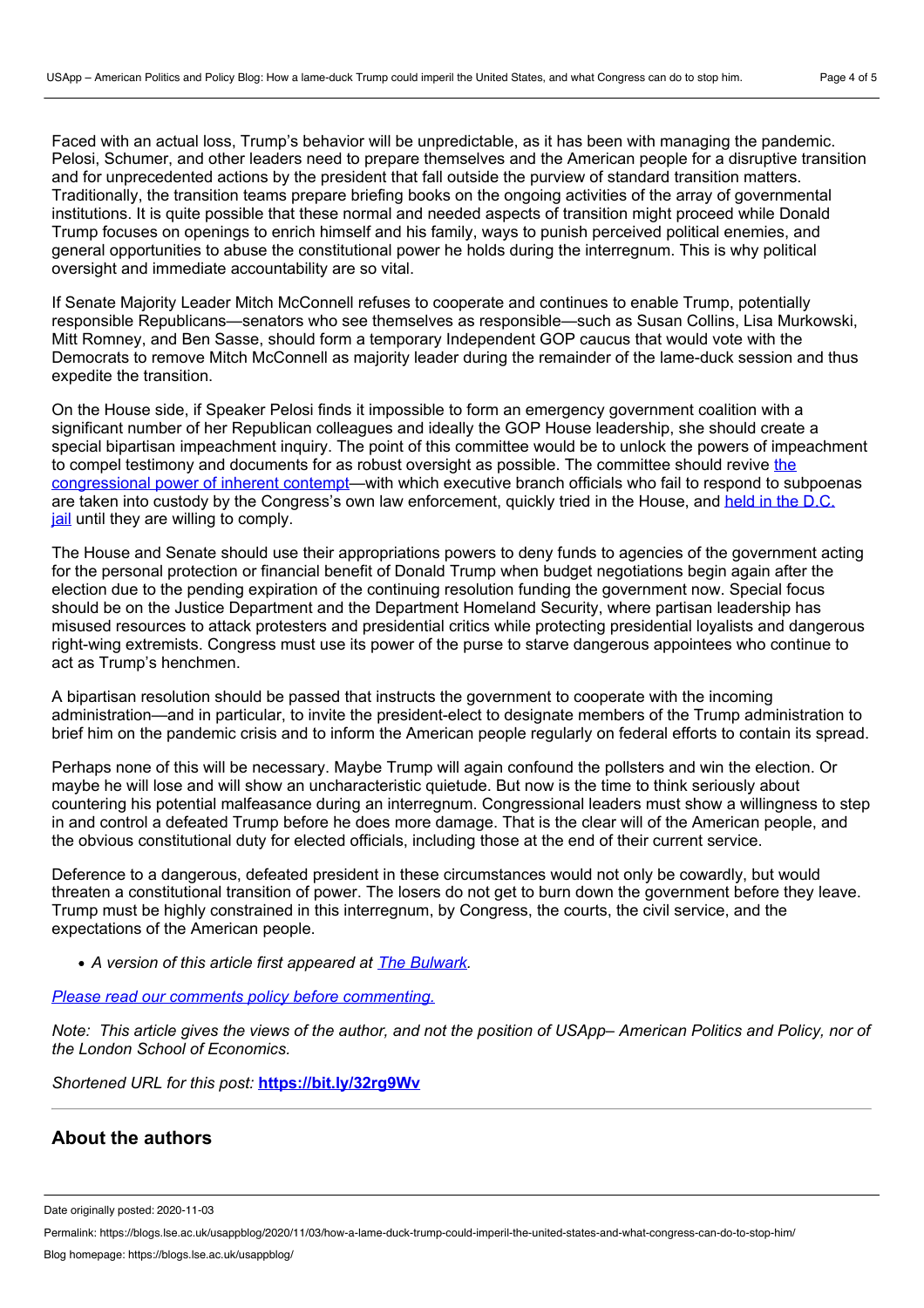Faced with an actual loss, Trump's behavior will be unpredictable, as it has been with managing the pandemic. Pelosi, Schumer, and other leaders need to prepare themselves and the American people for a disruptive transition and for unprecedented actions by the president that fall outside the purview of standard transition matters. Traditionally, the transition teams prepare briefing books on the ongoing activities of the array of governmental institutions. It is quite possible that these normal and needed aspects of transition might proceed while Donald Trump focuses on openings to enrich himself and his family, ways to punish perceived political enemies, and general opportunities to abuse the constitutional power he holds during the interregnum. This is why political oversight and immediate accountability are so vital.

If Senate Majority Leader Mitch McConnell refuses to cooperate and continues to enable Trump, potentially responsible Republicans—senators who see themselves as responsible—such as Susan Collins, Lisa Murkowski, Mitt Romney, and Ben Sasse, should form a temporary Independent GOP caucus that would vote with the Democrats to remove Mitch McConnell as majority leader during the remainder of the lame-duck session and thus expedite the transition.

On the House side, if Speaker Pelosi finds it impossible to form an emergency government coalition with a significant number of her Republican colleagues and ideally the GOP House leadership, she should create a special bipartisan impeachment inquiry. The point of this committee would be to unlock the powers of impeachment to compel testimony and documents for as robust oversight as possible. The committee should revive the congressional power of inherent contempt—with which executive branch officials who fail to respond to subpoenas are taken into custody by the Congress's own law enforcement, quickly tried in the House, and held in the D.C. jail until they are willing to comply.

The House and Senate should use their appropriations powers to deny funds to agencies of the government acting for the personal protection or financial benefit of Donald Trump when budget negotiations begin again after the election due to the pending expiration of the continuing resolution funding the government now. Special focus should be on the Justice Department and the Department Homeland Security, where partisan leadership has misused resources to attack protesters and presidential critics while protecting presidential loyalists and dangerous right-wing extremists. Congress must use its power of the purse to starve dangerous appointees who continue to act as Trump's henchmen.

A bipartisan resolution should be passed that instructs the government to cooperate with the incoming administration—and in particular, to invite the president-elect to designate members of the Trump administration to brief him on the pandemic crisis and to inform the American people regularly on federal efforts to contain its spread.

Perhaps none of this will be necessary. Maybe Trump will again confound the pollsters and win the election. Or maybe he will lose and will show an uncharacteristic quietude. But now is the time to think seriously about countering his potential malfeasance during an interregnum. Congressional leaders must show a willingness to step in and control a defeated Trump before he does more damage. That is the clear will of the American people, and the obvious constitutional duty for elected officials, including those at the end of their current service.

Deference to a dangerous, defeated president in these circumstances would not only be cowardly, but would threaten a constitutional transition of power. The losers do not get to burn down the government before they leave. Trump must be highly constrained in this interregnum, by Congress, the courts, the civil service, and the expectations of the American people.

- *A version of this article first appeared at The Bulwark.*

*Please read our comments policy before commenting.*

*Note: This article gives the views of the author, and not the position of USApp– American Politics and Policy, nor of the London School of Economics.*

*Shortened URL for this post:* **https://bit.ly/32rg9Wv**

## About the authors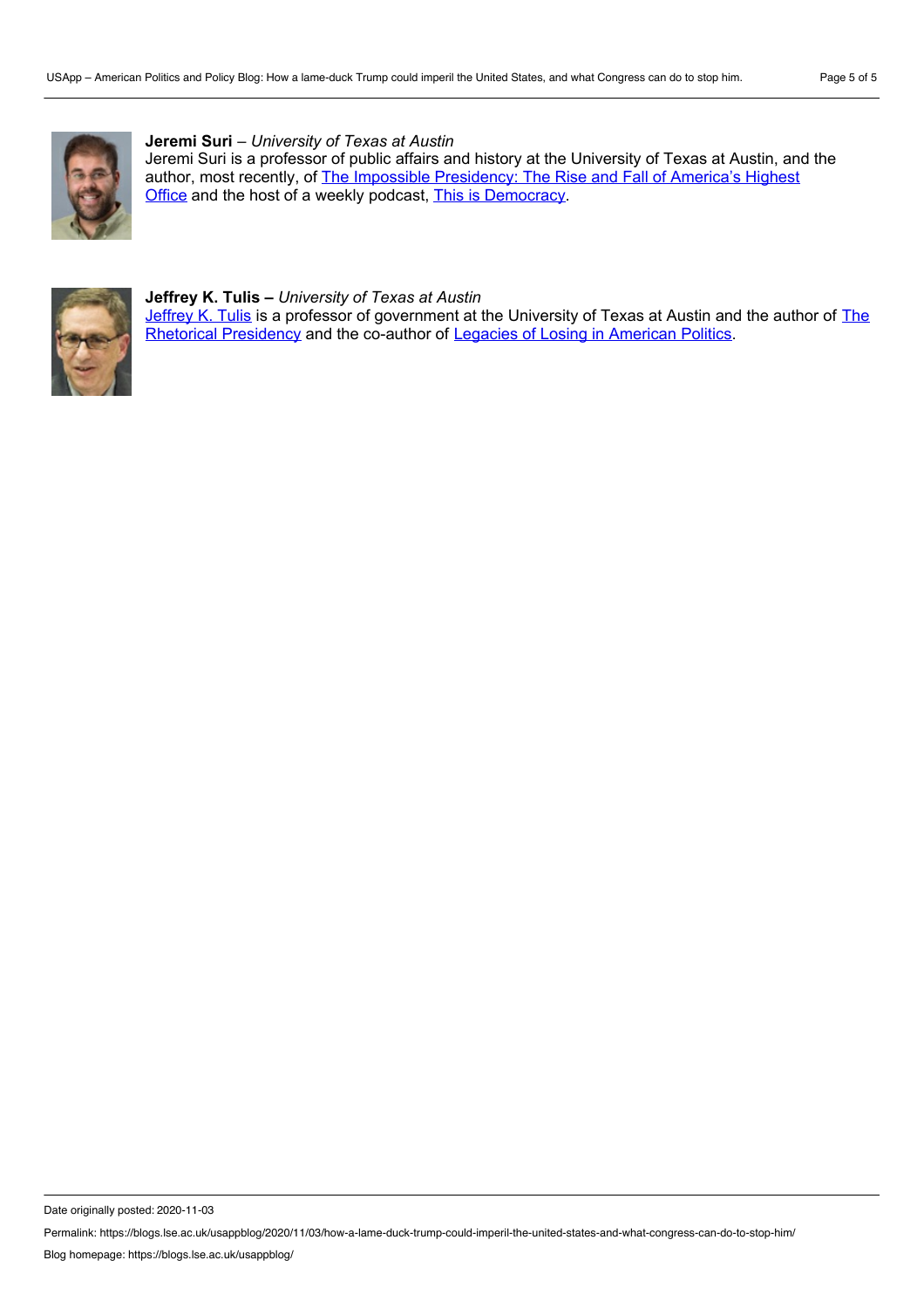**Jeremi Suri** – *University of Texas at Austin*
Jeremi Suri is a professor of public affairs and history at the University of Texas at Austin, and the author, most recently, of The Impossible Presidency: The Rise and Fall of America's Highest Office and the host of a weekly podcast, This is Democracy.

**Jeffrey K. Tulis –** *University of Texas at Austin*
Jeffrey K. Tulis is a professor of government at the University of Texas at Austin and the author of The Rhetorical Presidency and the co-author of Legacies of Losing in American Politics.

Date originally posted: 2020-11-03

Permalink: https://blogs.lse.ac.uk/usappblog/2020/11/03/how-a-lame-duck-trump-could-imperil-the-united-states-and-what-congress-can-do-to-stop-him/

Blog homepage: https://blogs.lse.ac.uk/usappblog/